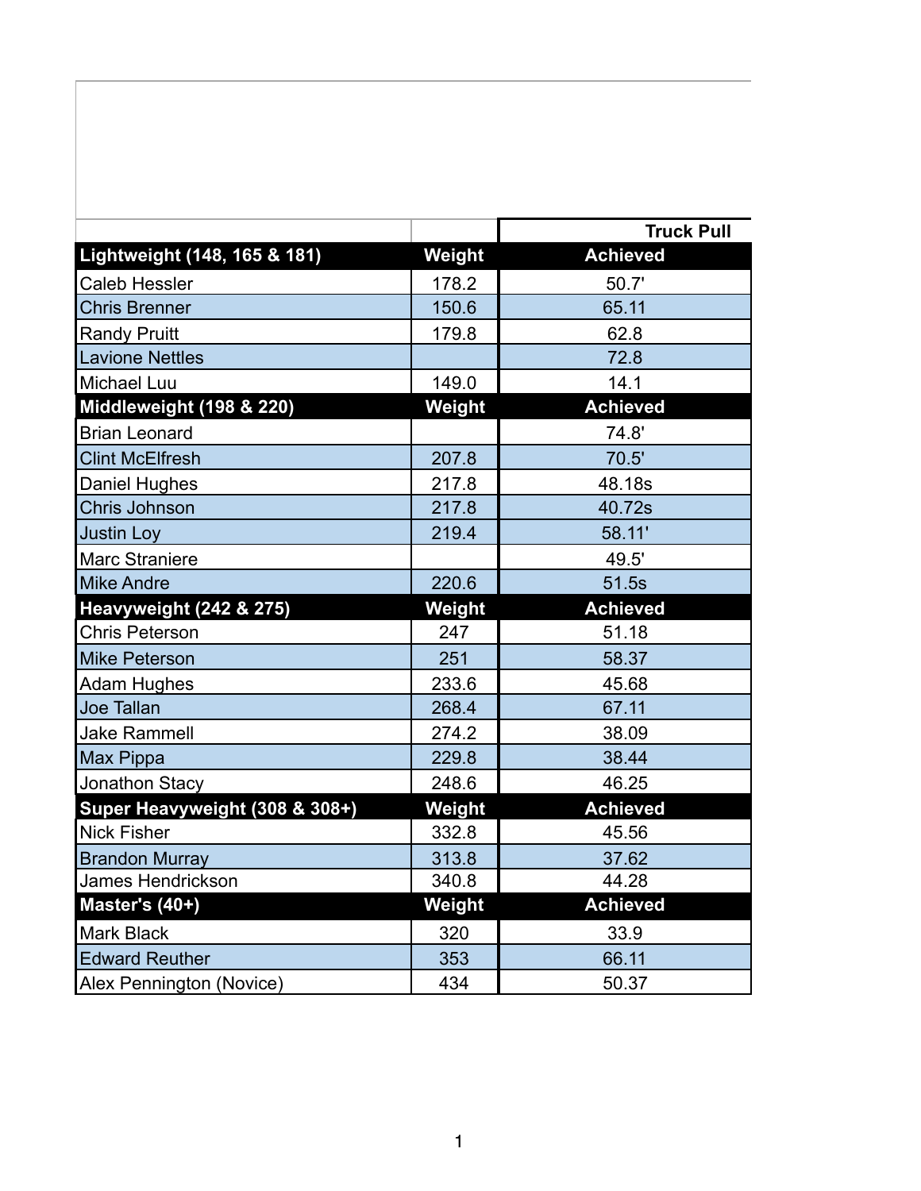| | | Truck Pull |
|---|---|---|
| **Lightweight (148, 165 & 181)** | **Weight** | **Achieved** |
| Caleb Hessler | 178.2 | 50.7' |
| Chris Brenner | 150.6 | 65.11 |
| Randy Pruitt | 179.8 | 62.8 |
| Lavione Nettles | | 72.8 |
| Michael Luu | 149.0 | 14.1 |
| **Middleweight (198 & 220)** | **Weight** | **Achieved** |
| Brian Leonard | | 74.8' |
| Clint McElfresh | 207.8 | 70.5' |
| Daniel Hughes | 217.8 | 48.18s |
| Chris Johnson | 217.8 | 40.72s |
| Justin Loy | 219.4 | 58.11' |
| Marc Straniere | | 49.5' |
| Mike Andre | 220.6 | 51.5s |
| **Heavyweight (242 & 275)** | **Weight** | **Achieved** |
| Chris Peterson | 247 | 51.18 |
| Mike Peterson | 251 | 58.37 |
| Adam Hughes | 233.6 | 45.68 |
| Joe Tallan | 268.4 | 67.11 |
| Jake Rammell | 274.2 | 38.09 |
| Max Pippa | 229.8 | 38.44 |
| Jonathon Stacy | 248.6 | 46.25 |
| **Super Heavyweight (308 & 308+)** | **Weight** | **Achieved** |
| Nick Fisher | 332.8 | 45.56 |
| Brandon Murray | 313.8 | 37.62 |
| James Hendrickson | 340.8 | 44.28 |
| **Master's (40+)** | **Weight** | **Achieved** |
| Mark Black | 320 | 33.9 |
| Edward Reuther | 353 | 66.11 |
| Alex Pennington (Novice) | 434 | 50.37 |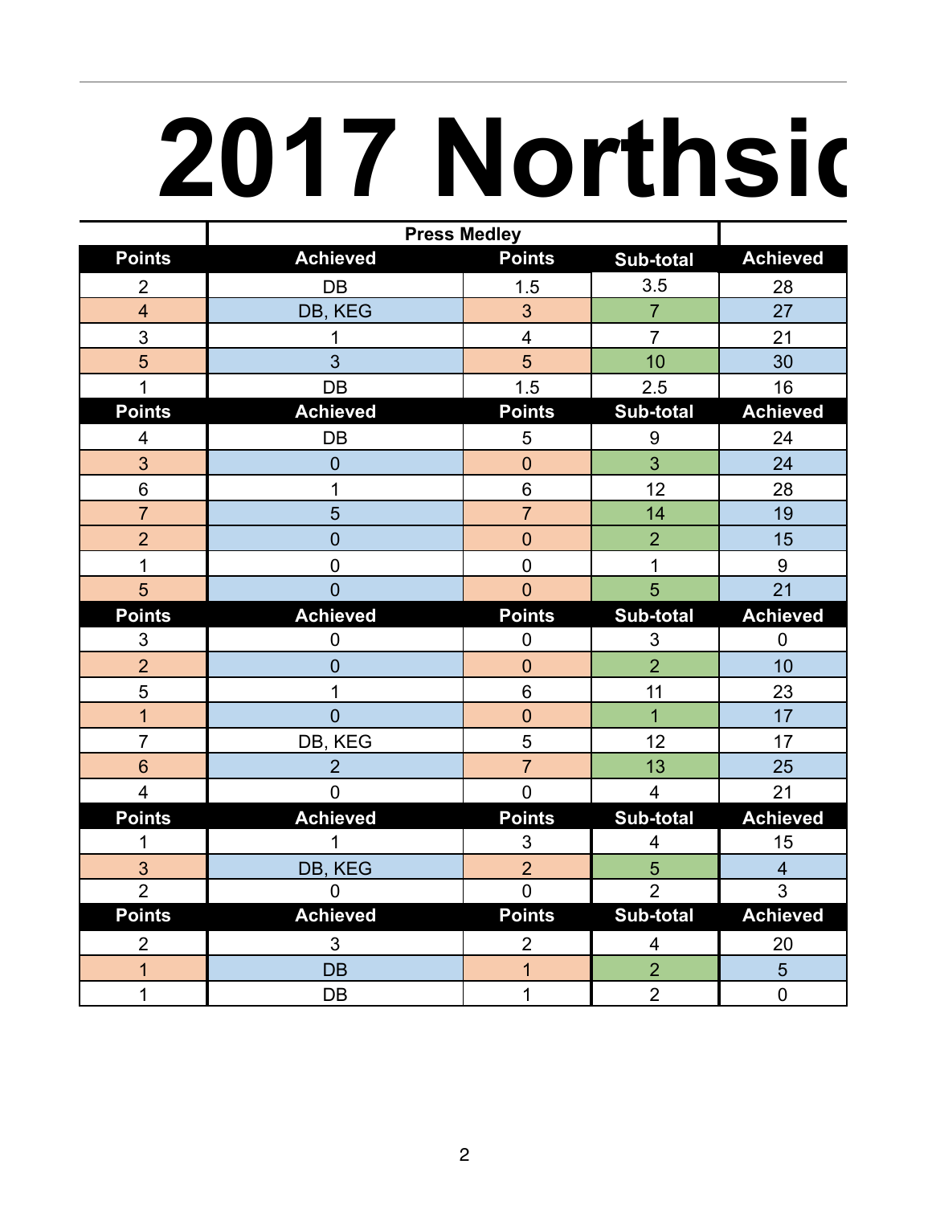# 2017 Northsic

| | Press Medley | | | |
|---|---|---|---|---|
| **Points** | **Achieved** | **Points** | **Sub-total** | **Achieved** |
| 2 | DB | 1.5 | 3.5 | 28 |
| 4 | DB, KEG | 3 | 7 | 27 |
| 3 | 1 | 4 | 7 | 21 |
| 5 | 3 | 5 | 10 | 30 |
| 1 | DB | 1.5 | 2.5 | 16 |
| **Points** | **Achieved** | **Points** | **Sub-total** | **Achieved** |
| 4 | DB | 5 | 9 | 24 |
| 3 | 0 | 0 | 3 | 24 |
| 6 | 1 | 6 | 12 | 28 |
| 7 | 5 | 7 | 14 | 19 |
| 2 | 0 | 0 | 2 | 15 |
| 1 | 0 | 0 | 1 | 9 |
| 5 | 0 | 0 | 5 | 21 |
| **Points** | **Achieved** | **Points** | **Sub-total** | **Achieved** |
| 3 | 0 | 0 | 3 | 0 |
| 2 | 0 | 0 | 2 | 10 |
| 5 | 1 | 6 | 11 | 23 |
| 1 | 0 | 0 | 1 | 17 |
| 7 | DB, KEG | 5 | 12 | 17 |
| 6 | 2 | 7 | 13 | 25 |
| 4 | 0 | 0 | 4 | 21 |
| **Points** | **Achieved** | **Points** | **Sub-total** | **Achieved** |
| 1 | 1 | 3 | 4 | 15 |
| 3 | DB, KEG | 2 | 5 | 4 |
| 2 | 0 | 0 | 2 | 3 |
| **Points** | **Achieved** | **Points** | **Sub-total** | **Achieved** |
| 2 | 3 | 2 | 4 | 20 |
| 1 | DB | 1 | 2 | 5 |
| 1 | DB | 1 | 2 | 0 |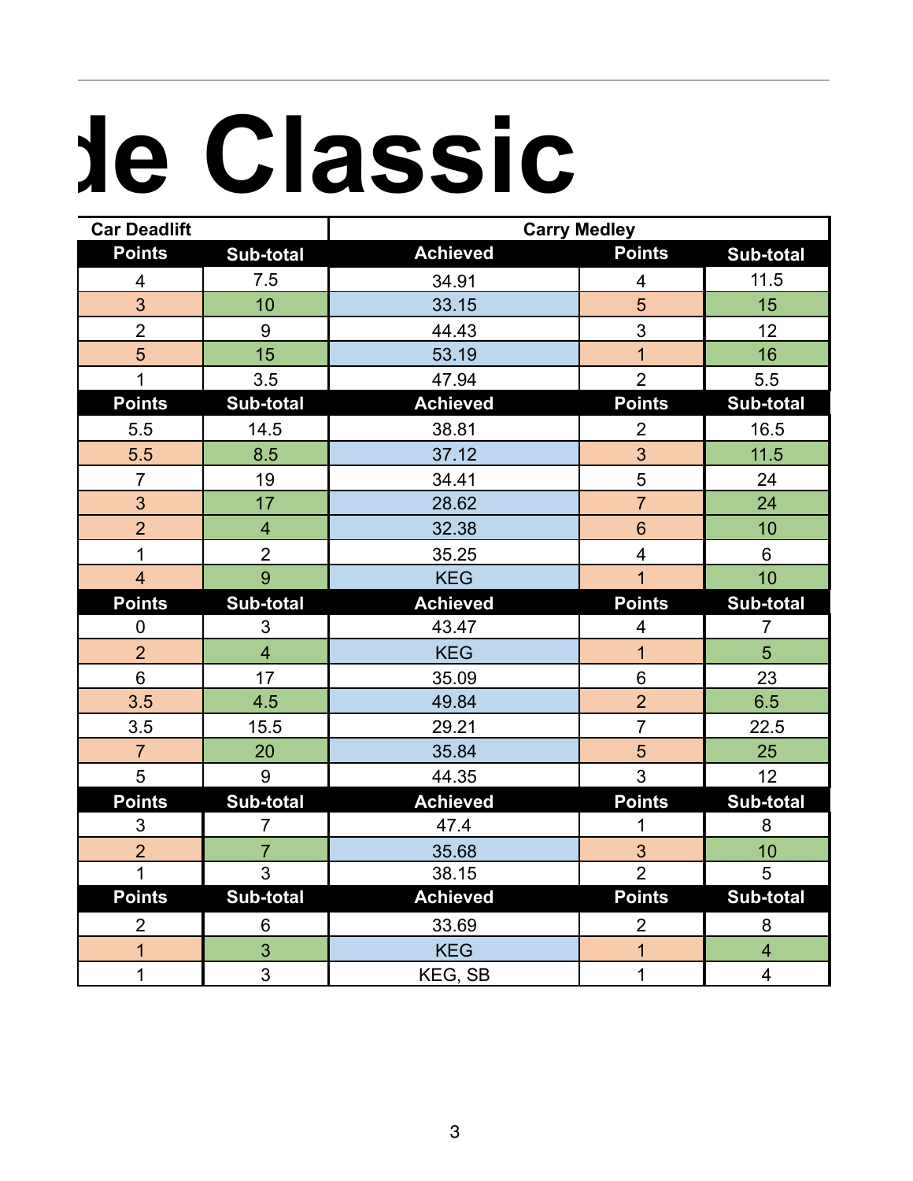# de Classic

| Car Deadlift | | Carry Medley | | |
|---|---|---|---|---|
| **Points** | **Sub-total** | **Achieved** | **Points** | **Sub-total** |
| 4 | 7.5 | 34.91 | 4 | 11.5 |
| 3 | 10 | 33.15 | 5 | 15 |
| 2 | 9 | 44.43 | 3 | 12 |
| 5 | 15 | 53.19 | 1 | 16 |
| 1 | 3.5 | 47.94 | 2 | 5.5 |
| **Points** | **Sub-total** | **Achieved** | **Points** | **Sub-total** |
| 5.5 | 14.5 | 38.81 | 2 | 16.5 |
| 5.5 | 8.5 | 37.12 | 3 | 11.5 |
| 7 | 19 | 34.41 | 5 | 24 |
| 3 | 17 | 28.62 | 7 | 24 |
| 2 | 4 | 32.38 | 6 | 10 |
| 1 | 2 | 35.25 | 4 | 6 |
| 4 | 9 | KEG | 1 | 10 |
| **Points** | **Sub-total** | **Achieved** | **Points** | **Sub-total** |
| 0 | 3 | 43.47 | 4 | 7 |
| 2 | 4 | KEG | 1 | 5 |
| 6 | 17 | 35.09 | 6 | 23 |
| 3.5 | 4.5 | 49.84 | 2 | 6.5 |
| 3.5 | 15.5 | 29.21 | 7 | 22.5 |
| 7 | 20 | 35.84 | 5 | 25 |
| 5 | 9 | 44.35 | 3 | 12 |
| **Points** | **Sub-total** | **Achieved** | **Points** | **Sub-total** |
| 3 | 7 | 47.4 | 1 | 8 |
| 2 | 7 | 35.68 | 3 | 10 |
| 1 | 3 | 38.15 | 2 | 5 |
| **Points** | **Sub-total** | **Achieved** | **Points** | **Sub-total** |
| 2 | 6 | 33.69 | 2 | 8 |
| 1 | 3 | KEG | 1 | 4 |
| 1 | 3 | KEG, SB | 1 | 4 |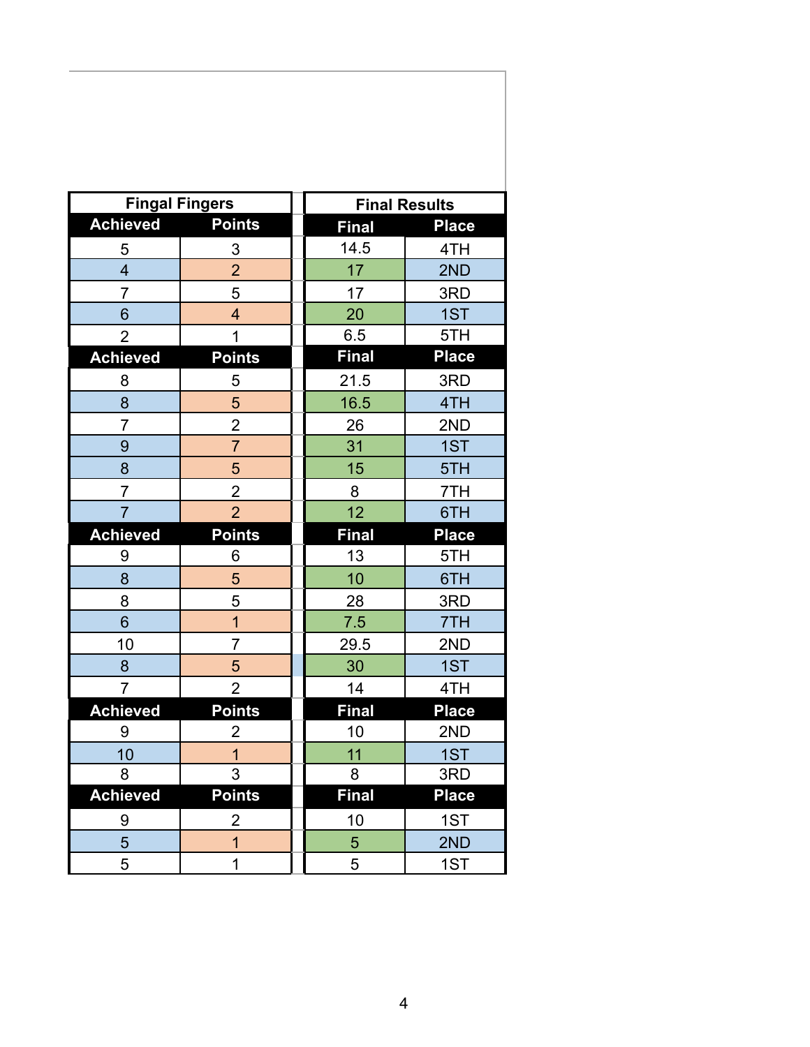| Fingal Fingers | | | Final Results | |
|---|---|---|---|---|
| Achieved | Points | | Final | Place |
| 5 | 3 | | 14.5 | 4TH |
| 4 | 2 | | 17 | 2ND |
| 7 | 5 | | 17 | 3RD |
| 6 | 4 | | 20 | 1ST |
| 2 | 1 | | 6.5 | 5TH |
| Achieved | Points | | Final | Place |
| 8 | 5 | | 21.5 | 3RD |
| 8 | 5 | | 16.5 | 4TH |
| 7 | 2 | | 26 | 2ND |
| 9 | 7 | | 31 | 1ST |
| 8 | 5 | | 15 | 5TH |
| 7 | 2 | | 8 | 7TH |
| 7 | 2 | | 12 | 6TH |
| Achieved | Points | | Final | Place |
| 9 | 6 | | 13 | 5TH |
| 8 | 5 | | 10 | 6TH |
| 8 | 5 | | 28 | 3RD |
| 6 | 1 | | 7.5 | 7TH |
| 10 | 7 | | 29.5 | 2ND |
| 8 | 5 | | 30 | 1ST |
| 7 | 2 | | 14 | 4TH |
| Achieved | Points | | Final | Place |
| 9 | 2 | | 10 | 2ND |
| 10 | 1 | | 11 | 1ST |
| 8 | 3 | | 8 | 3RD |
| Achieved | Points | | Final | Place |
| 9 | 2 | | 10 | 1ST |
| 5 | 1 | | 5 | 2ND |
| 5 | 1 | | 5 | 1ST |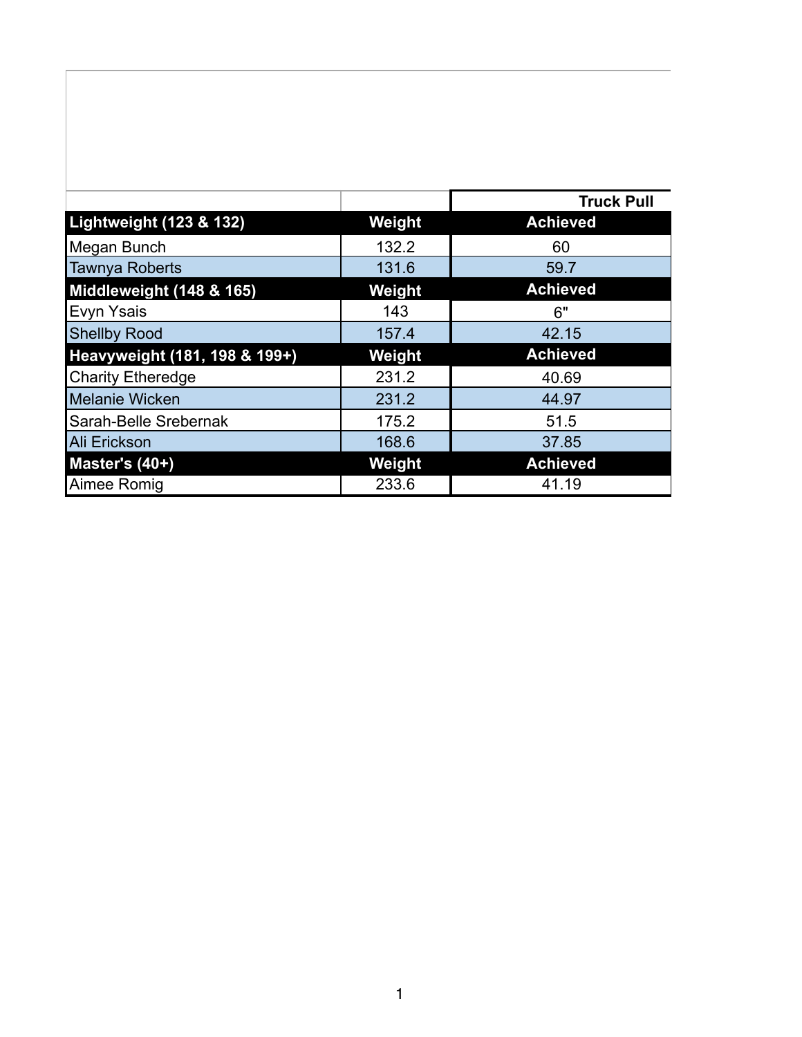| | | Truck Pull |
|---|---|---|
| **Lightweight (123 & 132)** | **Weight** | **Achieved** |
| Megan Bunch | 132.2 | 60 |
| Tawnya Roberts | 131.6 | 59.7 |
| **Middleweight (148 & 165)** | **Weight** | **Achieved** |
| Evyn Ysais | 143 | 6" |
| Shellby Rood | 157.4 | 42.15 |
| **Heavyweight (181, 198 & 199+)** | **Weight** | **Achieved** |
| Charity Etheredge | 231.2 | 40.69 |
| Melanie Wicken | 231.2 | 44.97 |
| Sarah-Belle Srebernak | 175.2 | 51.5 |
| Ali Erickson | 168.6 | 37.85 |
| **Master's (40+)** | **Weight** | **Achieved** |
| Aimee Romig | 233.6 | 41.19 |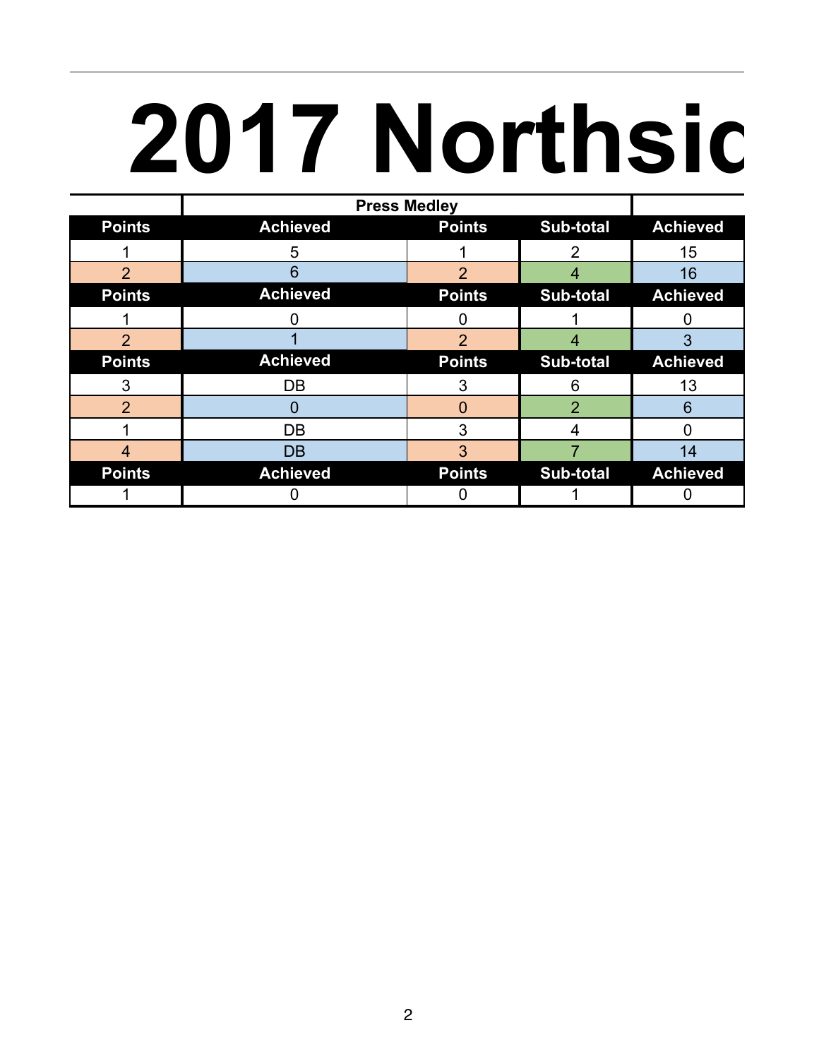# 2017 Northsic

| | Press Medley | | | |
|---|---|---|---|---|
| Points | Achieved | Points | Sub-total | Achieved |
| 1 | 5 | 1 | 2 | 15 |
| 2 | 6 | 2 | 4 | 16 |
| Points | Achieved | Points | Sub-total | Achieved |
| 1 | 0 | 0 | 1 | 0 |
| 2 | 1 | 2 | 4 | 3 |
| Points | Achieved | Points | Sub-total | Achieved |
| 3 | DB | 3 | 6 | 13 |
| 2 | 0 | 0 | 2 | 6 |
| 1 | DB | 3 | 4 | 0 |
| 4 | DB | 3 | 7 | 14 |
| Points | Achieved | Points | Sub-total | Achieved |
| 1 | 0 | 0 | 1 | 0 |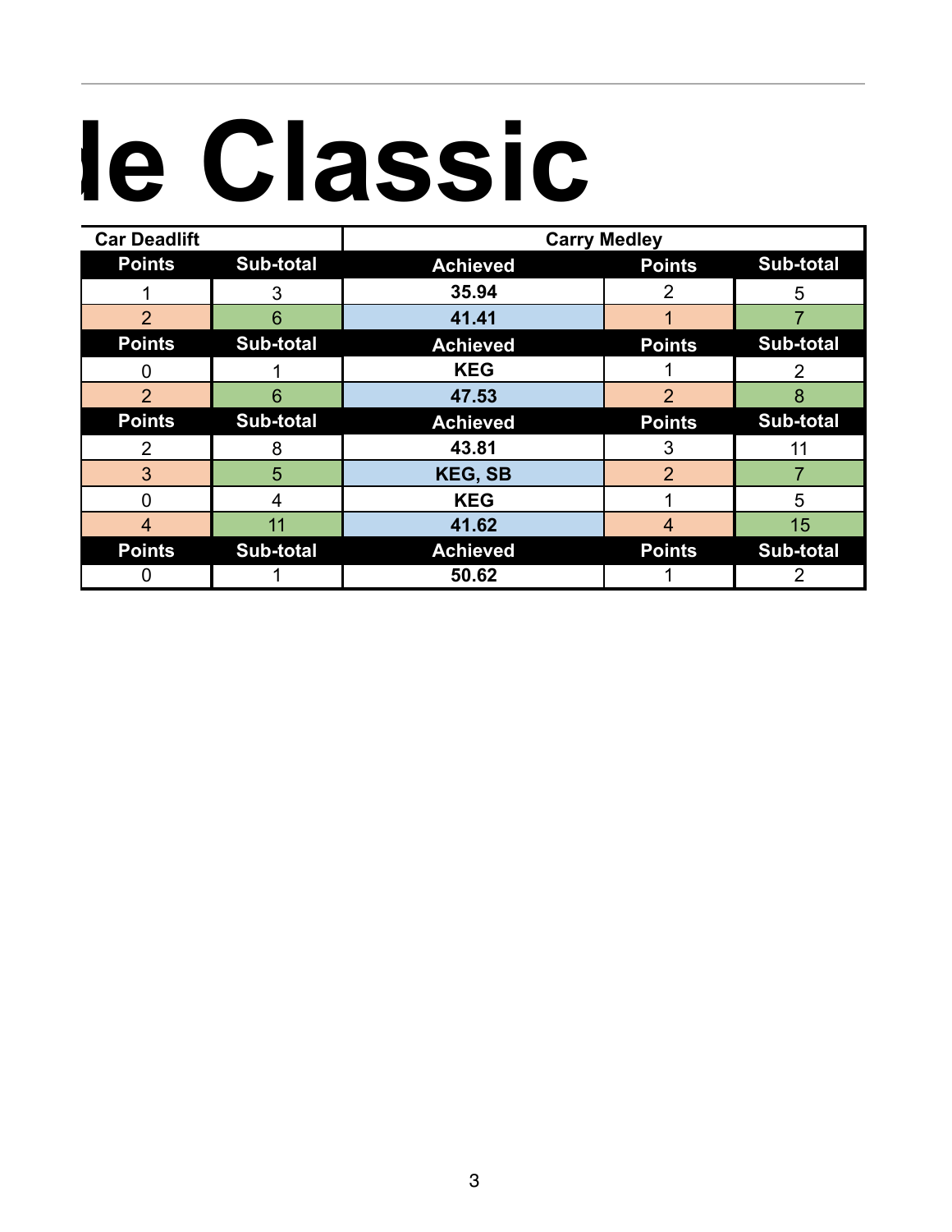# le Classic

| Car Deadlift | | Carry Medley | | |
|---|---|---|---|---|
| **Points** | **Sub-total** | **Achieved** | **Points** | **Sub-total** |
| 1 | 3 | **35.94** | 2 | 5 |
| 2 | 6 | **41.41** | 1 | 7 |
| **Points** | **Sub-total** | **Achieved** | **Points** | **Sub-total** |
| 0 | 1 | **KEG** | 1 | 2 |
| 2 | 6 | **47.53** | 2 | 8 |
| **Points** | **Sub-total** | **Achieved** | **Points** | **Sub-total** |
| 2 | 8 | **43.81** | 3 | 11 |
| 3 | 5 | **KEG, SB** | 2 | 7 |
| 0 | 4 | **KEG** | 1 | 5 |
| 4 | 11 | **41.62** | 4 | 15 |
| **Points** | **Sub-total** | **Achieved** | **Points** | **Sub-total** |
| 0 | 1 | **50.62** | 1 | 2 |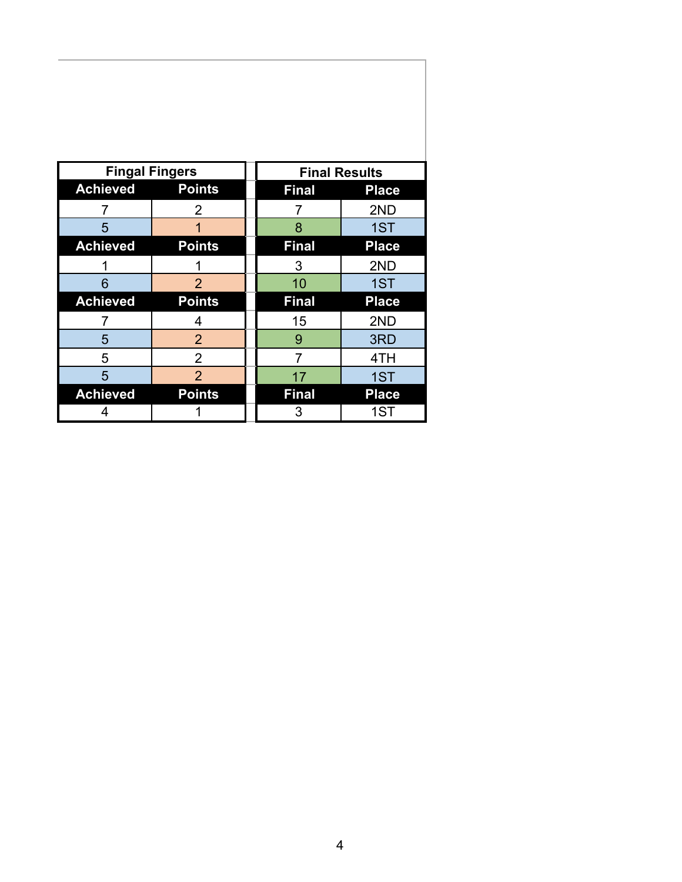| Fingal Fingers | | | Final Results | |
|---|---|---|---|---|
| Achieved | Points | | Final | Place |
| 7 | 2 | | 7 | 2ND |
| 5 | 1 | | 8 | 1ST |
| Achieved | Points | | Final | Place |
| 1 | 1 | | 3 | 2ND |
| 6 | 2 | | 10 | 1ST |
| Achieved | Points | | Final | Place |
| 7 | 4 | | 15 | 2ND |
| 5 | 2 | | 9 | 3RD |
| 5 | 2 | | 7 | 4TH |
| 5 | 2 | | 17 | 1ST |
| Achieved | Points | | Final | Place |
| 4 | 1 | | 3 | 1ST |